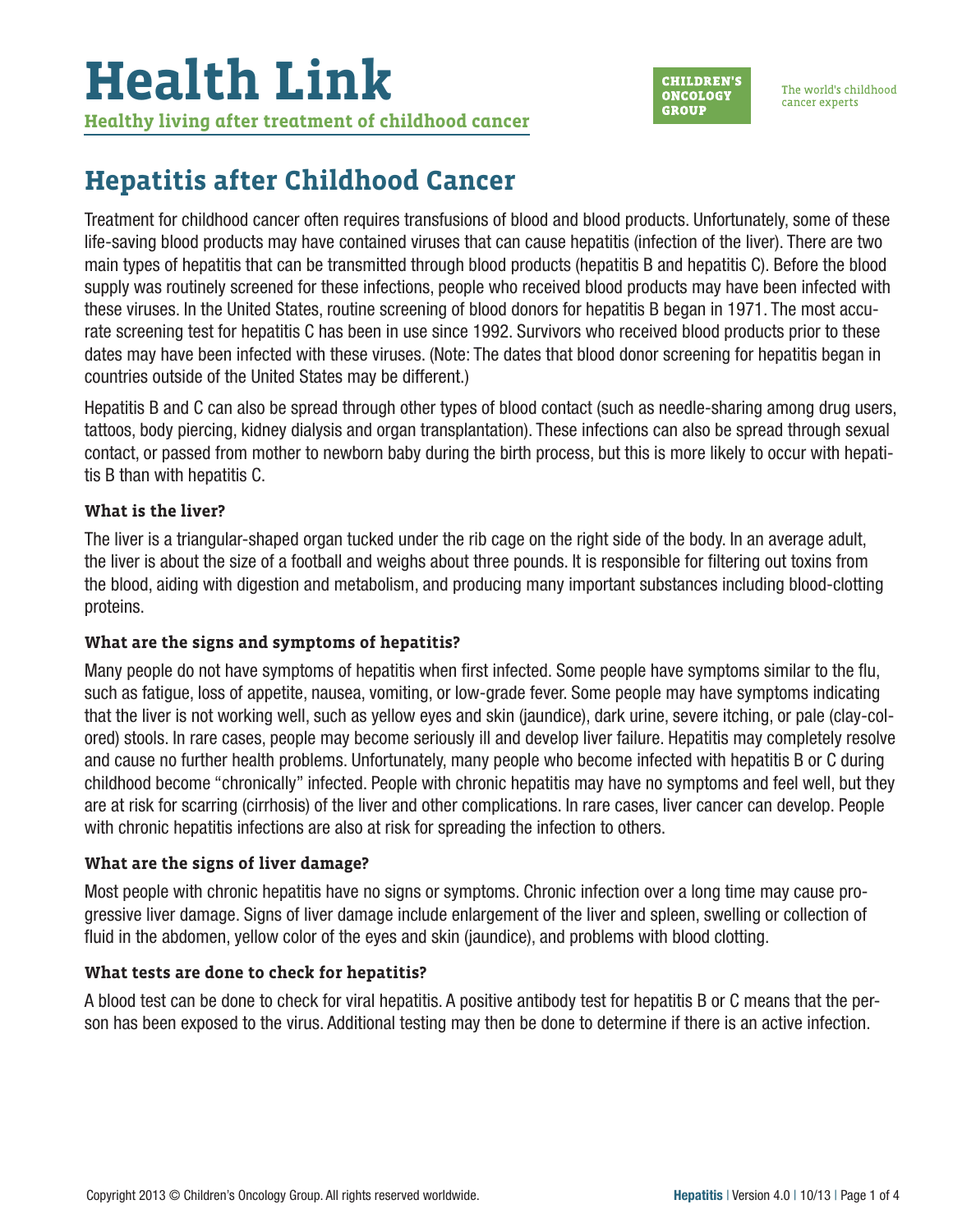# Health Link

**Healthy living after treatment of childhood cancer**

CHILDREN'S ONCOLOGY GROUP

The world's childhood cancer experts

## Hepatitis after Childhood Cancer

Treatment for childhood cancer often requires transfusions of blood and blood products. Unfortunately, some of these life-saving blood products may have contained viruses that can cause hepatitis (infection of the liver). There are two main types of hepatitis that can be transmitted through blood products (hepatitis B and hepatitis C). Before the blood supply was routinely screened for these infections, people who received blood products may have been infected with these viruses. In the United States, routine screening of blood donors for hepatitis B began in 1971. The most accurate screening test for hepatitis C has been in use since 1992. Survivors who received blood products prior to these dates may have been infected with these viruses. (Note: The dates that blood donor screening for hepatitis began in countries outside of the United States may be different.)

Hepatitis B and C can also be spread through other types of blood contact (such as needle-sharing among drug users, tattoos, body piercing, kidney dialysis and organ transplantation). These infections can also be spread through sexual contact, or passed from mother to newborn baby during the birth process, but this is more likely to occur with hepatitis B than with hepatitis C.

### What is the liver?

The liver is a triangular-shaped organ tucked under the rib cage on the right side of the body. In an average adult, the liver is about the size of a football and weighs about three pounds. It is responsible for filtering out toxins from the blood, aiding with digestion and metabolism, and producing many important substances including blood-clotting proteins.

### What are the signs and symptoms of hepatitis?

Many people do not have symptoms of hepatitis when first infected. Some people have symptoms similar to the flu, such as fatigue, loss of appetite, nausea, vomiting, or low-grade fever. Some people may have symptoms indicating that the liver is not working well, such as yellow eyes and skin (jaundice), dark urine, severe itching, or pale (clay-colored) stools. In rare cases, people may become seriously ill and develop liver failure. Hepatitis may completely resolve and cause no further health problems. Unfortunately, many people who become infected with hepatitis B or C during childhood become "chronically" infected. People with chronic hepatitis may have no symptoms and feel well, but they are at risk for scarring (cirrhosis) of the liver and other complications. In rare cases, liver cancer can develop. People with chronic hepatitis infections are also at risk for spreading the infection to others.

### What are the signs of liver damage?

Most people with chronic hepatitis have no signs or symptoms. Chronic infection over a long time may cause progressive liver damage. Signs of liver damage include enlargement of the liver and spleen, swelling or collection of fluid in the abdomen, yellow color of the eyes and skin (jaundice), and problems with blood clotting.

### What tests are done to check for hepatitis?

A blood test can be done to check for viral hepatitis. A positive antibody test for hepatitis B or C means that the person has been exposed to the virus. Additional testing may then be done to determine if there is an active infection.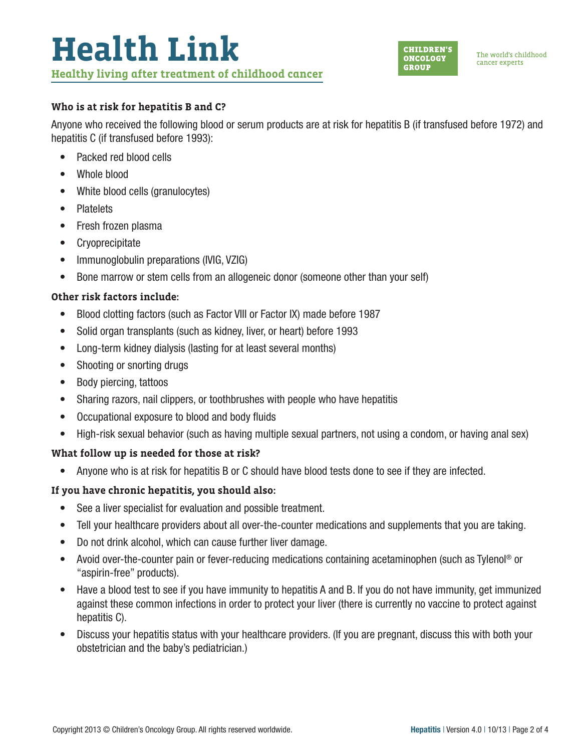### Who is at risk for hepatitis B and C?

Anyone who received the following blood or serum products are at risk for hepatitis B (if transfused before 1972) and hepatitis C (if transfused before 1993):

- Packed red blood cells
- Whole blood
- White blood cells (granulocytes)
- Platelets
- Fresh frozen plasma
- Cryoprecipitate
- Immunoglobulin preparations (IVIG, VZIG)
- Bone marrow or stem cells from an allogeneic donor (someone other than your self)

### Other risk factors include:

- Blood clotting factors (such as Factor VIII or Factor IX) made before 1987
- Solid organ transplants (such as kidney, liver, or heart) before 1993
- Long-term kidney dialysis (lasting for at least several months)
- Shooting or snorting drugs
- Body piercing, tattoos
- Sharing razors, nail clippers, or toothbrushes with people who have hepatitis
- Occupational exposure to blood and body fluids
- High-risk sexual behavior (such as having multiple sexual partners, not using a condom, or having anal sex)

### What follow up is needed for those at risk?

- Anyone who is at risk for hepatitis B or C should have blood tests done to see if they are infected.

### If you have chronic hepatitis, you should also:

- See a liver specialist for evaluation and possible treatment.
- Tell your healthcare providers about all over-the-counter medications and supplements that you are taking.
- Do not drink alcohol, which can cause further liver damage.
- Avoid over-the-counter pain or fever-reducing medications containing acetaminophen (such as Tylenol® or "aspirin-free" products).
- Have a blood test to see if you have immunity to hepatitis A and B. If you do not have immunity, get immunized against these common infections in order to protect your liver (there is currently no vaccine to protect against hepatitis C).
- Discuss your hepatitis status with your healthcare providers. (If you are pregnant, discuss this with both your obstetrician and the baby's pediatrician.)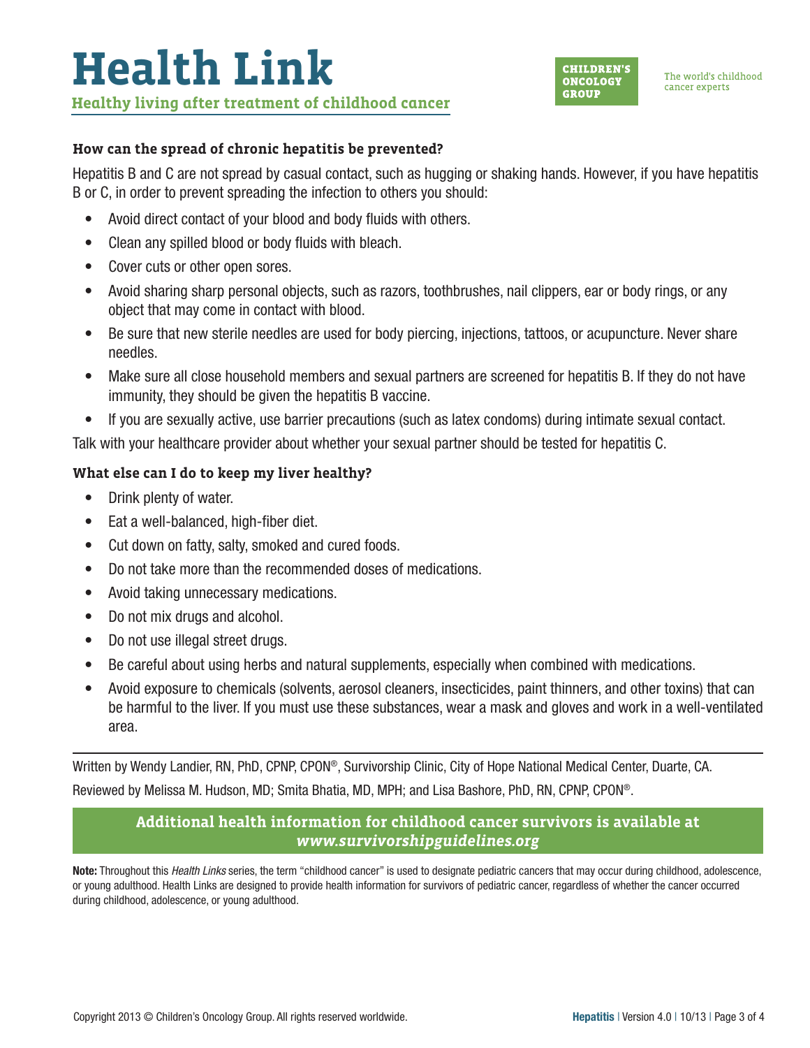### How can the spread of chronic hepatitis be prevented?

Hepatitis B and C are not spread by casual contact, such as hugging or shaking hands. However, if you have hepatitis B or C, in order to prevent spreading the infection to others you should:

- Avoid direct contact of your blood and body fluids with others.
- Clean any spilled blood or body fluids with bleach.
- Cover cuts or other open sores.
- Avoid sharing sharp personal objects, such as razors, toothbrushes, nail clippers, ear or body rings, or any object that may come in contact with blood.
- Be sure that new sterile needles are used for body piercing, injections, tattoos, or acupuncture. Never share needles.
- Make sure all close household members and sexual partners are screened for hepatitis B. If they do not have immunity, they should be given the hepatitis B vaccine.
- If you are sexually active, use barrier precautions (such as latex condoms) during intimate sexual contact.

Talk with your healthcare provider about whether your sexual partner should be tested for hepatitis C.

### What else can I do to keep my liver healthy?

- Drink plenty of water.
- Eat a well-balanced, high-fiber diet.
- Cut down on fatty, salty, smoked and cured foods.
- Do not take more than the recommended doses of medications.
- Avoid taking unnecessary medications.
- Do not mix drugs and alcohol.
- Do not use illegal street drugs.
- Be careful about using herbs and natural supplements, especially when combined with medications.
- Avoid exposure to chemicals (solvents, aerosol cleaners, insecticides, paint thinners, and other toxins) that can be harmful to the liver. If you must use these substances, wear a mask and gloves and work in a well-ventilated area.

---

Written by Wendy Landier, RN, PhD, CPNP, CPON®, Survivorship Clinic, City of Hope National Medical Center, Duarte, CA.

Reviewed by Melissa M. Hudson, MD; Smita Bhatia, MD, MPH; and Lisa Bashore, PhD, RN, CPNP, CPON®.

**Additional health information for childhood cancer survivors is available at *www.survivorshipguidelines.org***

**Note:** Throughout this *Health Links* series, the term "childhood cancer" is used to designate pediatric cancers that may occur during childhood, adolescence, or young adulthood. Health Links are designed to provide health information for survivors of pediatric cancer, regardless of whether the cancer occurred during childhood, adolescence, or young adulthood.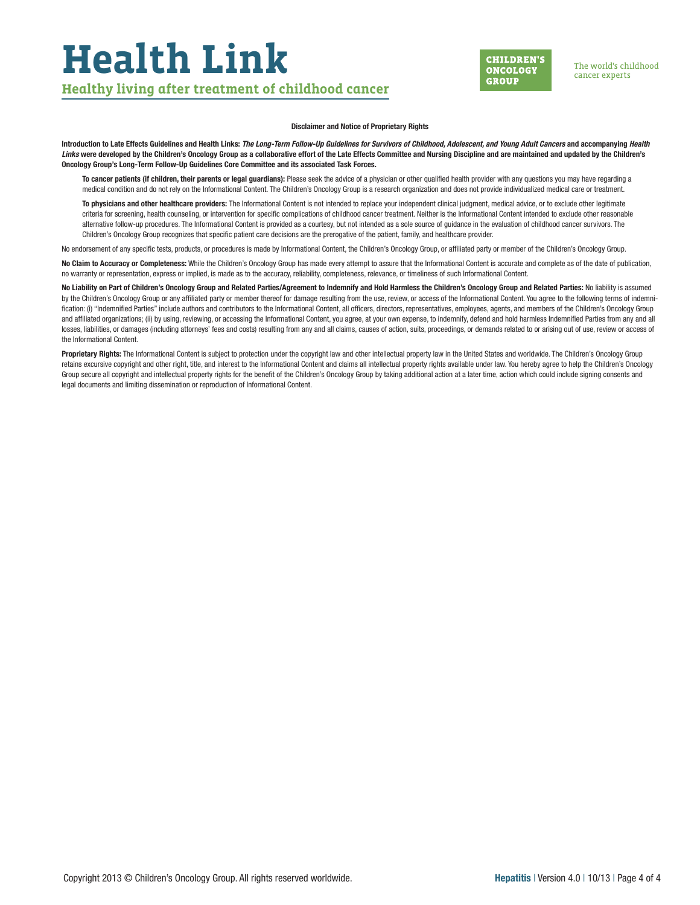**Disclaimer and Notice of Proprietary Rights**

**Introduction to Late Effects Guidelines and Health Links:** ***The Long-Term Follow-Up Guidelines for Survivors of Childhood, Adolescent, and Young Adult Cancers*** **and accompanying** ***Health Links*** **were developed by the Children's Oncology Group as a collaborative effort of the Late Effects Committee and Nursing Discipline and are maintained and updated by the Children's Oncology Group's Long-Term Follow-Up Guidelines Core Committee and its associated Task Forces.**

**To cancer patients (if children, their parents or legal guardians):** Please seek the advice of a physician or other qualified health provider with any questions you may have regarding a medical condition and do not rely on the Informational Content. The Children's Oncology Group is a research organization and does not provide individualized medical care or treatment.

**To physicians and other healthcare providers:** The Informational Content is not intended to replace your independent clinical judgment, medical advice, or to exclude other legitimate criteria for screening, health counseling, or intervention for specific complications of childhood cancer treatment. Neither is the Informational Content intended to exclude other reasonable alternative follow-up procedures. The Informational Content is provided as a courtesy, but not intended as a sole source of guidance in the evaluation of childhood cancer survivors. The Children's Oncology Group recognizes that specific patient care decisions are the prerogative of the patient, family, and healthcare provider.

No endorsement of any specific tests, products, or procedures is made by Informational Content, the Children's Oncology Group, or affiliated party or member of the Children's Oncology Group.

**No Claim to Accuracy or Completeness:** While the Children's Oncology Group has made every attempt to assure that the Informational Content is accurate and complete as of the date of publication, no warranty or representation, express or implied, is made as to the accuracy, reliability, completeness, relevance, or timeliness of such Informational Content.

**No Liability on Part of Children's Oncology Group and Related Parties/Agreement to Indemnify and Hold Harmless the Children's Oncology Group and Related Parties:** No liability is assumed by the Children's Oncology Group or any affiliated party or member thereof for damage resulting from the use, review, or access of the Informational Content. You agree to the following terms of indemnification: (i) "Indemnified Parties" include authors and contributors to the Informational Content, all officers, directors, representatives, employees, agents, and members of the Children's Oncology Group and affiliated organizations; (ii) by using, reviewing, or accessing the Informational Content, you agree, at your own expense, to indemnify, defend and hold harmless Indemnified Parties from any and all losses, liabilities, or damages (including attorneys' fees and costs) resulting from any and all claims, causes of action, suits, proceedings, or demands related to or arising out of use, review or access of the Informational Content.

**Proprietary Rights:** The Informational Content is subject to protection under the copyright law and other intellectual property law in the United States and worldwide. The Children's Oncology Group retains excursive copyright and other right, title, and interest to the Informational Content and claims all intellectual property rights available under law. You hereby agree to help the Children's Oncology Group secure all copyright and intellectual property rights for the benefit of the Children's Oncology Group by taking additional action at a later time, action which could include signing consents and legal documents and limiting dissemination or reproduction of Informational Content.